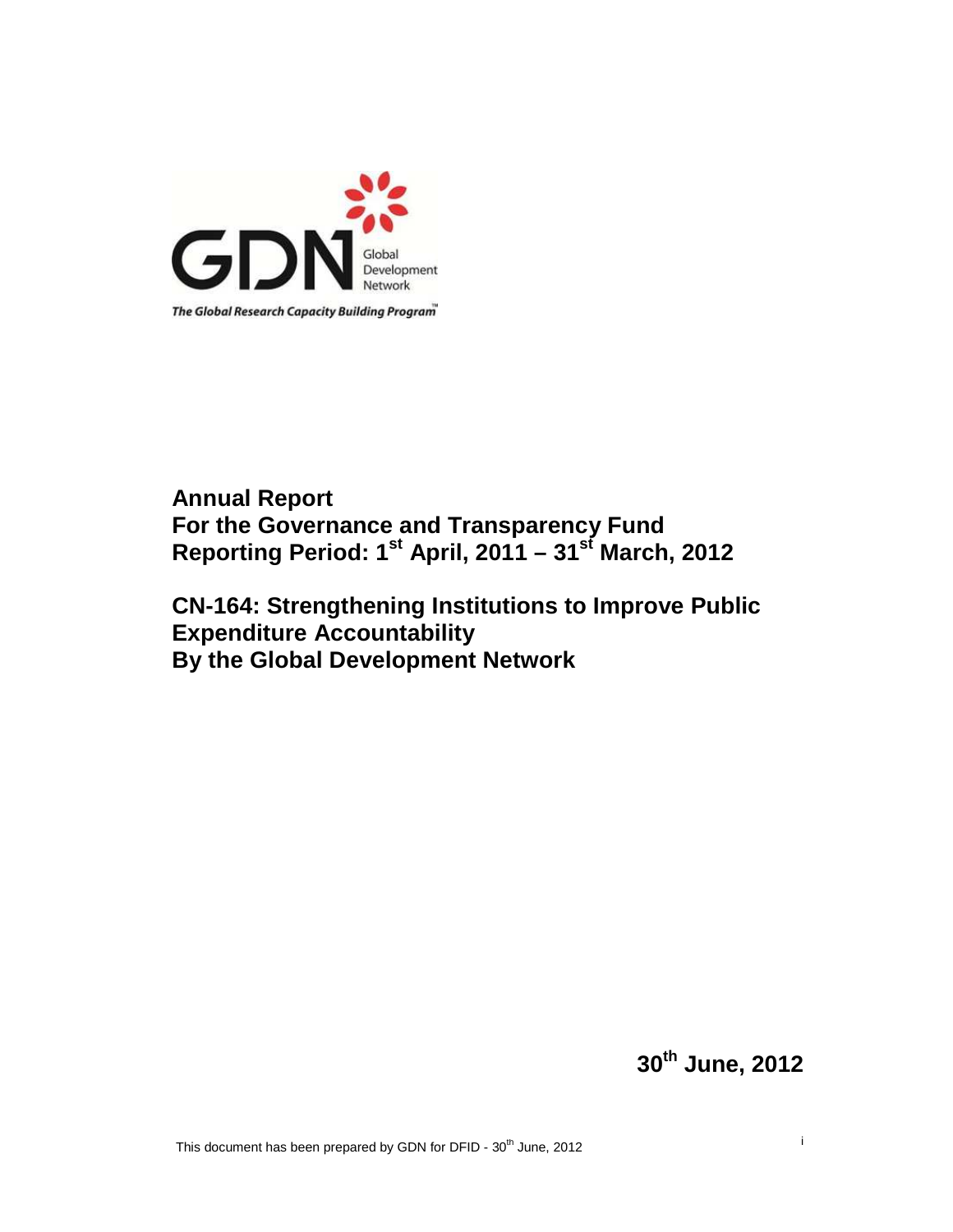GDN Global Development Network

*The Global Research Capacity Building Program™*

# Annual Report
# For the Governance and Transparency Fund
# Reporting Period: 1st April, 2011 – 31st March, 2012

## CN-164: Strengthening Institutions to Improve Public Expenditure Accountability
## By the Global Development Network

**30th June, 2012**

This document has been prepared by GDN for DFID - 30th June, 2012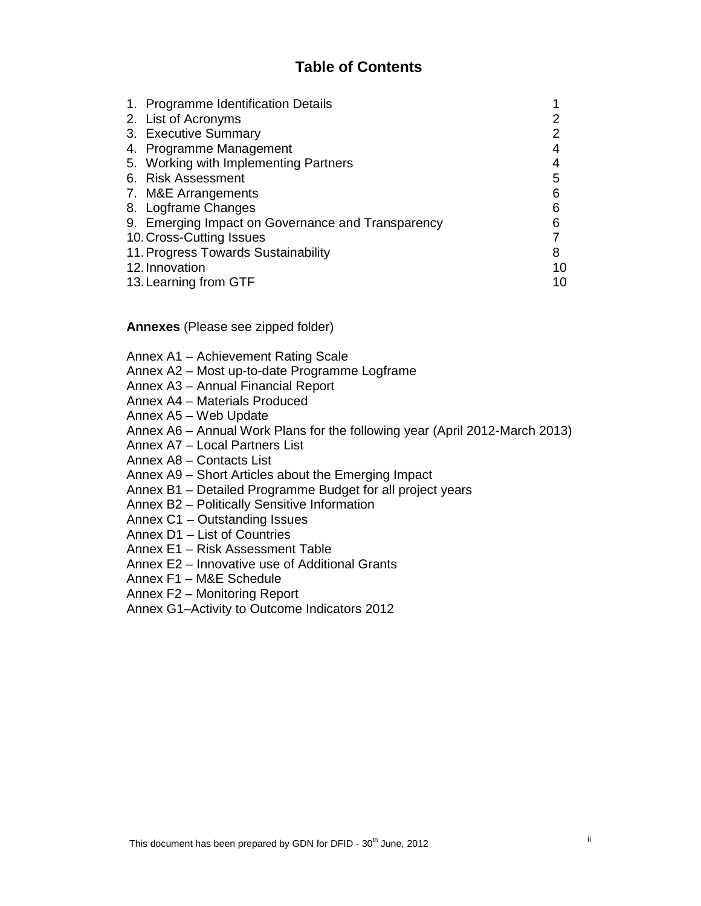# Table of Contents

| | |
|---|---|
| 1. Programme Identification Details | 1 |
| 2. List of Acronyms | 2 |
| 3. Executive Summary | 2 |
| 4. Programme Management | 4 |
| 5. Working with Implementing Partners | 4 |
| 6. Risk Assessment | 5 |
| 7. M&E Arrangements | 6 |
| 8. Logframe Changes | 6 |
| 9. Emerging Impact on Governance and Transparency | 6 |
| 10. Cross-Cutting Issues | 7 |
| 11. Progress Towards Sustainability | 8 |
| 12. Innovation | 10 |
| 13. Learning from GTF | 10 |

**Annexes** (Please see zipped folder)

Annex A1 – Achievement Rating Scale
Annex A2 – Most up-to-date Programme Logframe
Annex A3 – Annual Financial Report
Annex A4 – Materials Produced
Annex A5 – Web Update
Annex A6 – Annual Work Plans for the following year (April 2012-March 2013)
Annex A7 – Local Partners List
Annex A8 – Contacts List
Annex A9 – Short Articles about the Emerging Impact
Annex B1 – Detailed Programme Budget for all project years
Annex B2 – Politically Sensitive Information
Annex C1 – Outstanding Issues
Annex D1 – List of Countries
Annex E1 – Risk Assessment Table
Annex E2 – Innovative use of Additional Grants
Annex F1 – M&E Schedule
Annex F2 – Monitoring Report
Annex G1–Activity to Outcome Indicators 2012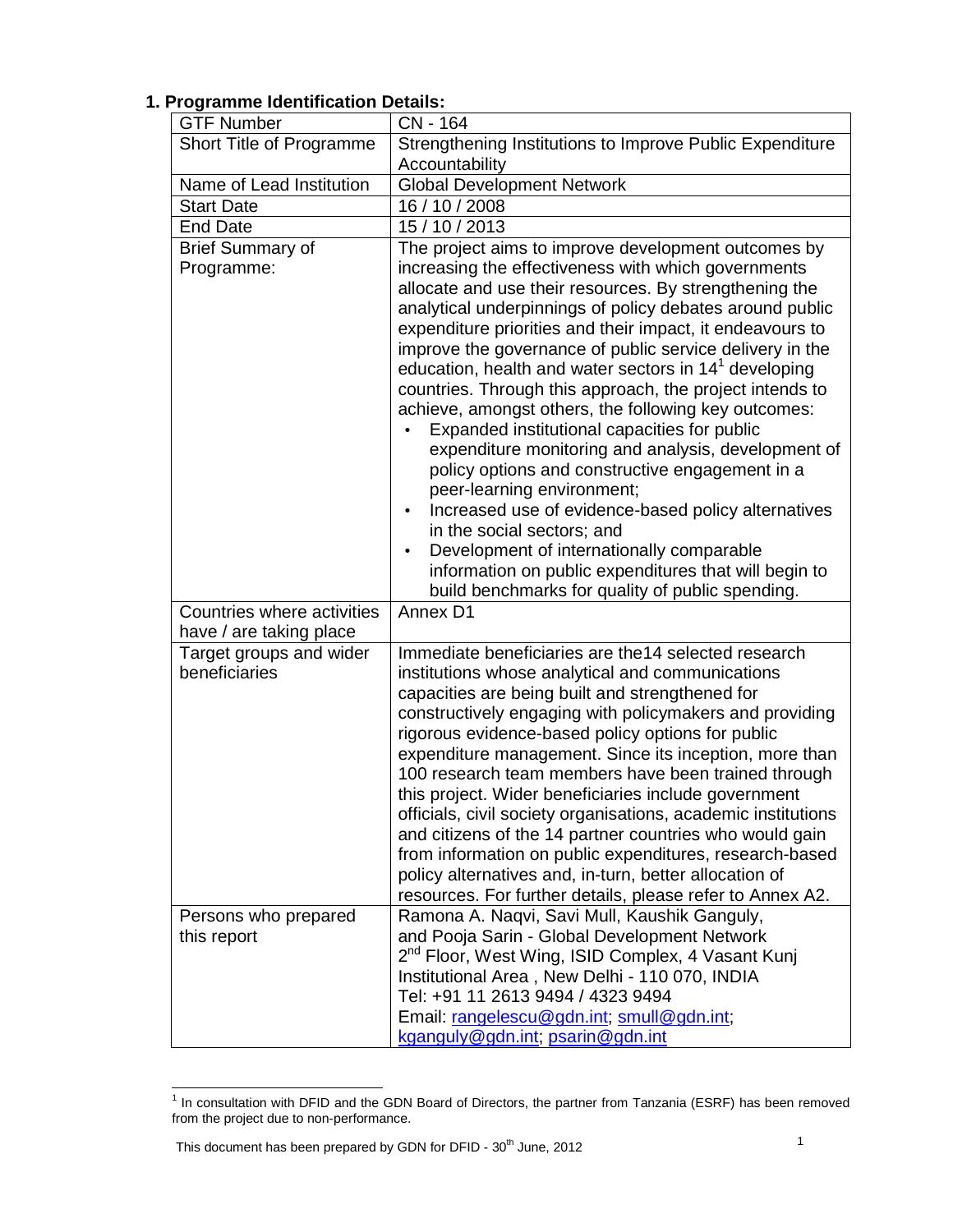## 1. Programme Identification Details:

| GTF Number | CN - 164 |
|---|---|
| Short Title of Programme | Strengthening Institutions to Improve Public Expenditure Accountability |
| Name of Lead Institution | Global Development Network |
| Start Date | 16 / 10 / 2008 |
| End Date | 15 / 10 / 2013 |
| Brief Summary of Programme: | The project aims to improve development outcomes by increasing the effectiveness with which governments allocate and use their resources. By strengthening the analytical underpinnings of policy debates around public expenditure priorities and their impact, it endeavours to improve the governance of public service delivery in the education, health and water sectors in 14[1] developing countries. Through this approach, the project intends to achieve, amongst others, the following key outcomes:<br>• Expanded institutional capacities for public expenditure monitoring and analysis, development of policy options and constructive engagement in a peer-learning environment;<br>• Increased use of evidence-based policy alternatives in the social sectors; and<br>• Development of internationally comparable information on public expenditures that will begin to build benchmarks for quality of public spending. |
| Countries where activities have / are taking place | Annex D1 |
| Target groups and wider beneficiaries | Immediate beneficiaries are the14 selected research institutions whose analytical and communications capacities are being built and strengthened for constructively engaging with policymakers and providing rigorous evidence-based policy options for public expenditure management. Since its inception, more than 100 research team members have been trained through this project. Wider beneficiaries include government officials, civil society organisations, academic institutions and citizens of the 14 partner countries who would gain from information on public expenditures, research-based policy alternatives and, in-turn, better allocation of resources. For further details, please refer to Annex A2. |
| Persons who prepared this report | Ramona A. Naqvi, Savi Mull, Kaushik Ganguly, and Pooja Sarin - Global Development Network<br>2nd Floor, West Wing, ISID Complex, 4 Vasant Kunj Institutional Area , New Delhi - 110 070, INDIA<br>Tel: +91 11 2613 9494 / 4323 9494<br>Email: rangelescu@gdn.int; smull@gdn.int; kganguly@gdn.int; psarin@gdn.int |

[1] In consultation with DFID and the GDN Board of Directors, the partner from Tanzania (ESRF) has been removed from the project due to non-performance.

This document has been prepared by GDN for DFID - 30th June, 2012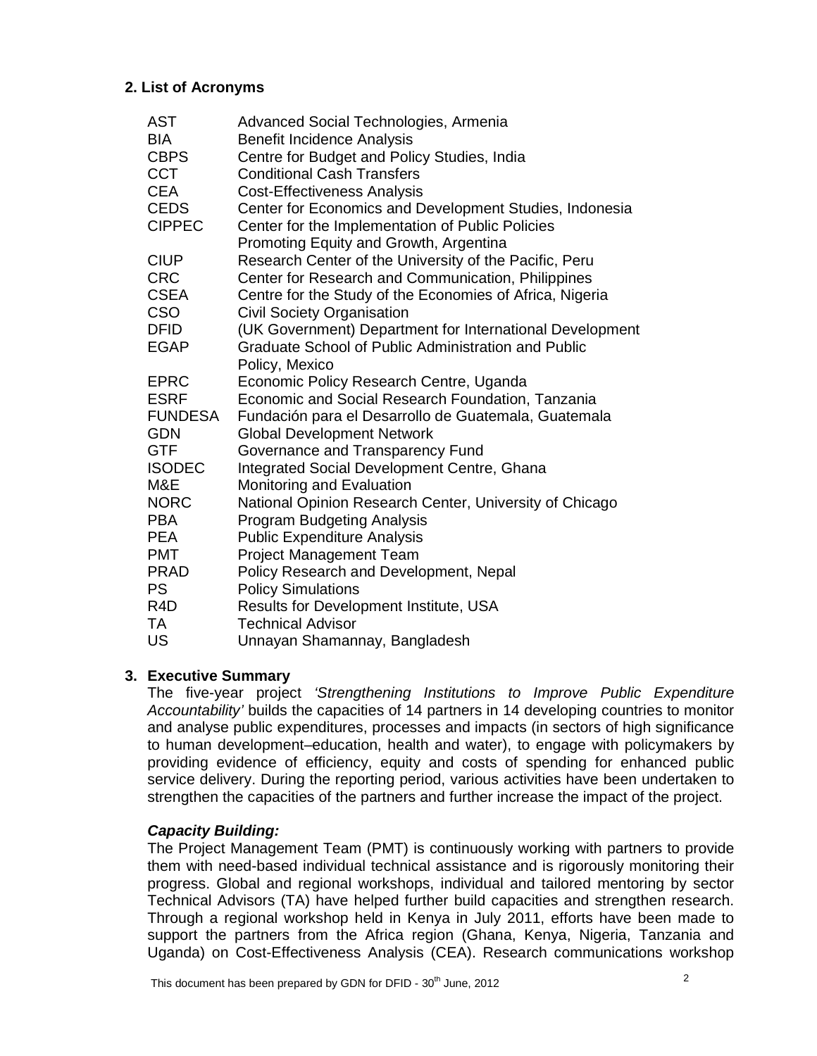## 2. List of Acronyms

| | |
|---|---|
| AST | Advanced Social Technologies, Armenia |
| BIA | Benefit Incidence Analysis |
| CBPS | Centre for Budget and Policy Studies, India |
| CCT | Conditional Cash Transfers |
| CEA | Cost-Effectiveness Analysis |
| CEDS | Center for Economics and Development Studies, Indonesia |
| CIPPEC | Center for the Implementation of Public Policies Promoting Equity and Growth, Argentina |
| CIUP | Research Center of the University of the Pacific, Peru |
| CRC | Center for Research and Communication, Philippines |
| CSEA | Centre for the Study of the Economies of Africa, Nigeria |
| CSO | Civil Society Organisation |
| DFID | (UK Government) Department for International Development |
| EGAP | Graduate School of Public Administration and Public Policy, Mexico |
| EPRC | Economic Policy Research Centre, Uganda |
| ESRF | Economic and Social Research Foundation, Tanzania |
| FUNDESA | Fundación para el Desarrollo de Guatemala, Guatemala |
| GDN | Global Development Network |
| GTF | Governance and Transparency Fund |
| ISODEC | Integrated Social Development Centre, Ghana |
| M&E | Monitoring and Evaluation |
| NORC | National Opinion Research Center, University of Chicago |
| PBA | Program Budgeting Analysis |
| PEA | Public Expenditure Analysis |
| PMT | Project Management Team |
| PRAD | Policy Research and Development, Nepal |
| PS | Policy Simulations |
| R4D | Results for Development Institute, USA |
| TA | Technical Advisor |
| US | Unnayan Shamannay, Bangladesh |

## 3. Executive Summary

The five-year project *'Strengthening Institutions to Improve Public Expenditure Accountability'* builds the capacities of 14 partners in 14 developing countries to monitor and analyse public expenditures, processes and impacts (in sectors of high significance to human development–education, health and water), to engage with policymakers by providing evidence of efficiency, equity and costs of spending for enhanced public service delivery. During the reporting period, various activities have been undertaken to strengthen the capacities of the partners and further increase the impact of the project.

***Capacity Building:***

The Project Management Team (PMT) is continuously working with partners to provide them with need-based individual technical assistance and is rigorously monitoring their progress. Global and regional workshops, individual and tailored mentoring by sector Technical Advisors (TA) have helped further build capacities and strengthen research. Through a regional workshop held in Kenya in July 2011, efforts have been made to support the partners from the Africa region (Ghana, Kenya, Nigeria, Tanzania and Uganda) on Cost-Effectiveness Analysis (CEA). Research communications workshop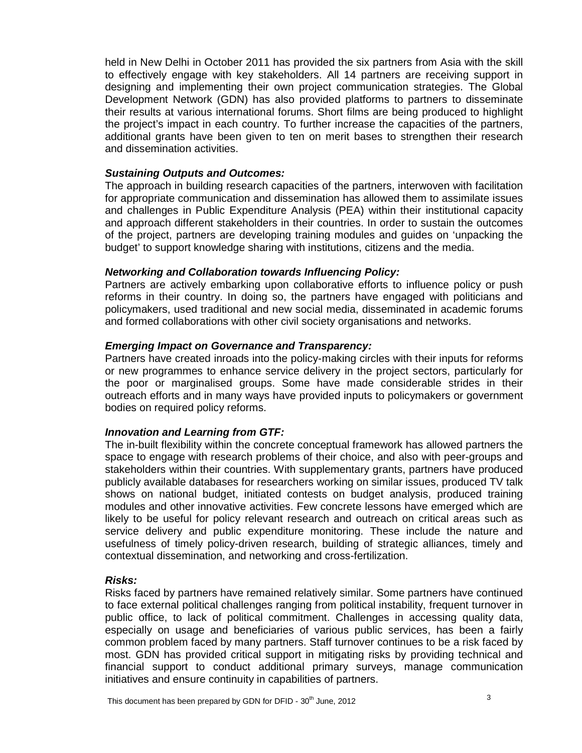held in New Delhi in October 2011 has provided the six partners from Asia with the skill to effectively engage with key stakeholders. All 14 partners are receiving support in designing and implementing their own project communication strategies. The Global Development Network (GDN) has also provided platforms to partners to disseminate their results at various international forums. Short films are being produced to highlight the project's impact in each country. To further increase the capacities of the partners, additional grants have been given to ten on merit bases to strengthen their research and dissemination activities.

***Sustaining Outputs and Outcomes:***

The approach in building research capacities of the partners, interwoven with facilitation for appropriate communication and dissemination has allowed them to assimilate issues and challenges in Public Expenditure Analysis (PEA) within their institutional capacity and approach different stakeholders in their countries. In order to sustain the outcomes of the project, partners are developing training modules and guides on 'unpacking the budget' to support knowledge sharing with institutions, citizens and the media.

***Networking and Collaboration towards Influencing Policy:***

Partners are actively embarking upon collaborative efforts to influence policy or push reforms in their country. In doing so, the partners have engaged with politicians and policymakers, used traditional and new social media, disseminated in academic forums and formed collaborations with other civil society organisations and networks.

***Emerging Impact on Governance and Transparency:***

Partners have created inroads into the policy-making circles with their inputs for reforms or new programmes to enhance service delivery in the project sectors, particularly for the poor or marginalised groups. Some have made considerable strides in their outreach efforts and in many ways have provided inputs to policymakers or government bodies on required policy reforms.

***Innovation and Learning from GTF:***

The in-built flexibility within the concrete conceptual framework has allowed partners the space to engage with research problems of their choice, and also with peer-groups and stakeholders within their countries. With supplementary grants, partners have produced publicly available databases for researchers working on similar issues, produced TV talk shows on national budget, initiated contests on budget analysis, produced training modules and other innovative activities. Few concrete lessons have emerged which are likely to be useful for policy relevant research and outreach on critical areas such as service delivery and public expenditure monitoring. These include the nature and usefulness of timely policy-driven research, building of strategic alliances, timely and contextual dissemination, and networking and cross-fertilization.

***Risks:***

Risks faced by partners have remained relatively similar. Some partners have continued to face external political challenges ranging from political instability, frequent turnover in public office, to lack of political commitment. Challenges in accessing quality data, especially on usage and beneficiaries of various public services, has been a fairly common problem faced by many partners. Staff turnover continues to be a risk faced by most. GDN has provided critical support in mitigating risks by providing technical and financial support to conduct additional primary surveys, manage communication initiatives and ensure continuity in capabilities of partners.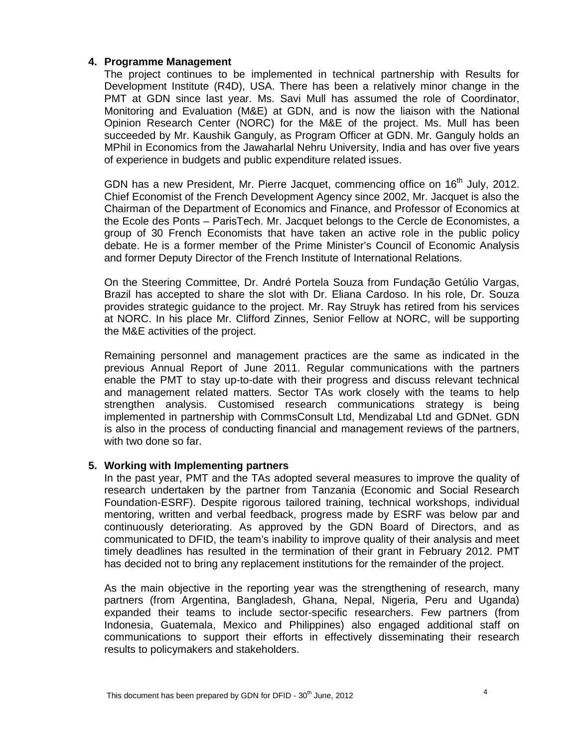## 4. Programme Management

The project continues to be implemented in technical partnership with Results for Development Institute (R4D), USA. There has been a relatively minor change in the PMT at GDN since last year. Ms. Savi Mull has assumed the role of Coordinator, Monitoring and Evaluation (M&E) at GDN, and is now the liaison with the National Opinion Research Center (NORC) for the M&E of the project. Ms. Mull has been succeeded by Mr. Kaushik Ganguly, as Program Officer at GDN. Mr. Ganguly holds an MPhil in Economics from the Jawaharlal Nehru University, India and has over five years of experience in budgets and public expenditure related issues.

GDN has a new President, Mr. Pierre Jacquet, commencing office on 16th July, 2012. Chief Economist of the French Development Agency since 2002, Mr. Jacquet is also the Chairman of the Department of Economics and Finance, and Professor of Economics at the Ecole des Ponts – ParisTech. Mr. Jacquet belongs to the Cercle de Economistes, a group of 30 French Economists that have taken an active role in the public policy debate. He is a former member of the Prime Minister's Council of Economic Analysis and former Deputy Director of the French Institute of International Relations.

On the Steering Committee, Dr. André Portela Souza from Fundação Getúlio Vargas, Brazil has accepted to share the slot with Dr. Eliana Cardoso. In his role, Dr. Souza provides strategic guidance to the project. Mr. Ray Struyk has retired from his services at NORC. In his place Mr. Clifford Zinnes, Senior Fellow at NORC, will be supporting the M&E activities of the project.

Remaining personnel and management practices are the same as indicated in the previous Annual Report of June 2011. Regular communications with the partners enable the PMT to stay up-to-date with their progress and discuss relevant technical and management related matters. Sector TAs work closely with the teams to help strengthen analysis. Customised research communications strategy is being implemented in partnership with CommsConsult Ltd, Mendizabal Ltd and GDNet. GDN is also in the process of conducting financial and management reviews of the partners, with two done so far.

## 5. Working with Implementing partners

In the past year, PMT and the TAs adopted several measures to improve the quality of research undertaken by the partner from Tanzania (Economic and Social Research Foundation-ESRF). Despite rigorous tailored training, technical workshops, individual mentoring, written and verbal feedback, progress made by ESRF was below par and continuously deteriorating. As approved by the GDN Board of Directors, and as communicated to DFID, the team's inability to improve quality of their analysis and meet timely deadlines has resulted in the termination of their grant in February 2012. PMT has decided not to bring any replacement institutions for the remainder of the project.

As the main objective in the reporting year was the strengthening of research, many partners (from Argentina, Bangladesh, Ghana, Nepal, Nigeria, Peru and Uganda) expanded their teams to include sector-specific researchers. Few partners (from Indonesia, Guatemala, Mexico and Philippines) also engaged additional staff on communications to support their efforts in effectively disseminating their research results to policymakers and stakeholders.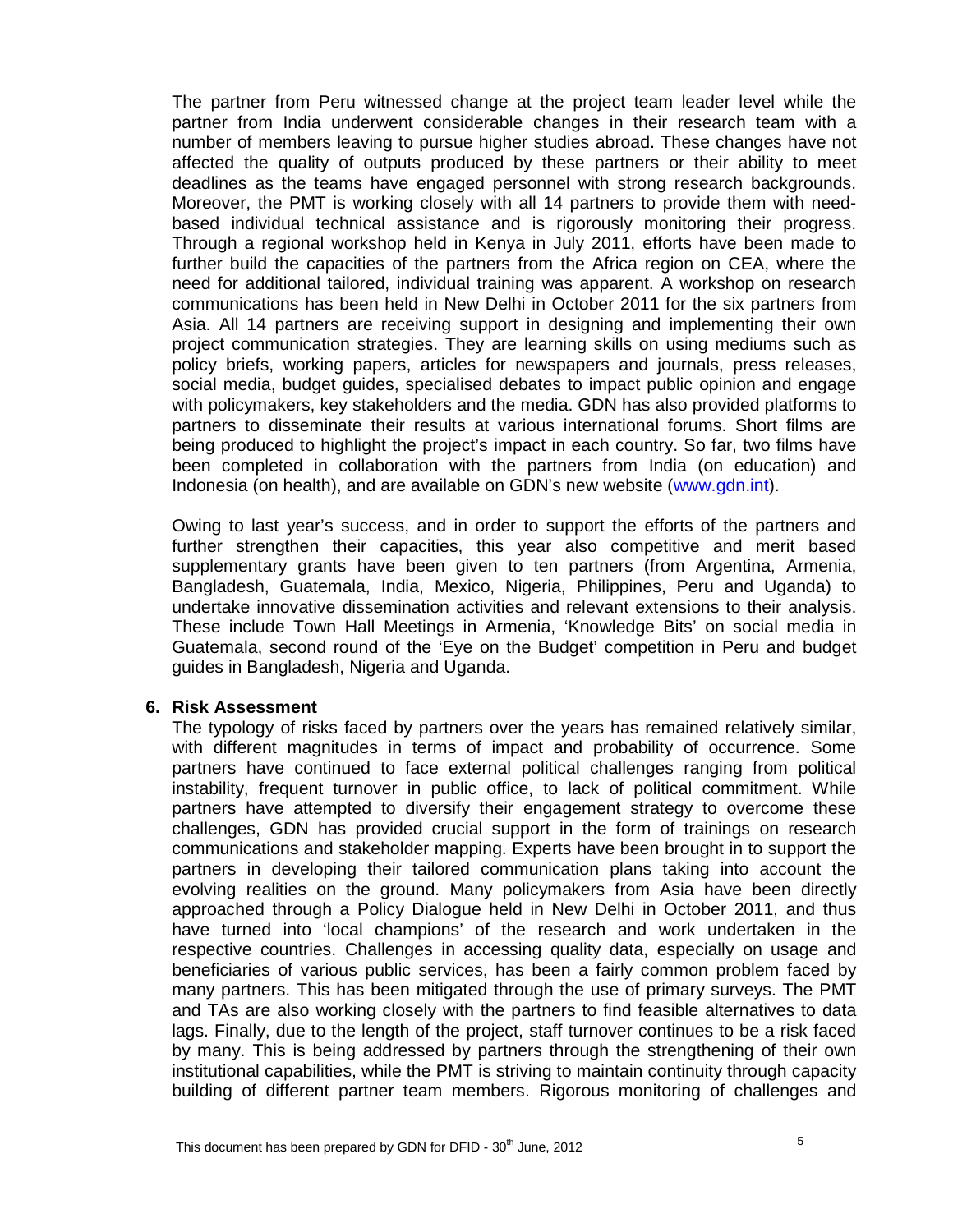The partner from Peru witnessed change at the project team leader level while the partner from India underwent considerable changes in their research team with a number of members leaving to pursue higher studies abroad. These changes have not affected the quality of outputs produced by these partners or their ability to meet deadlines as the teams have engaged personnel with strong research backgrounds. Moreover, the PMT is working closely with all 14 partners to provide them with need-based individual technical assistance and is rigorously monitoring their progress. Through a regional workshop held in Kenya in July 2011, efforts have been made to further build the capacities of the partners from the Africa region on CEA, where the need for additional tailored, individual training was apparent. A workshop on research communications has been held in New Delhi in October 2011 for the six partners from Asia. All 14 partners are receiving support in designing and implementing their own project communication strategies. They are learning skills on using mediums such as policy briefs, working papers, articles for newspapers and journals, press releases, social media, budget guides, specialised debates to impact public opinion and engage with policymakers, key stakeholders and the media. GDN has also provided platforms to partners to disseminate their results at various international forums. Short films are being produced to highlight the project's impact in each country. So far, two films have been completed in collaboration with the partners from India (on education) and Indonesia (on health), and are available on GDN's new website (www.gdn.int).

Owing to last year's success, and in order to support the efforts of the partners and further strengthen their capacities, this year also competitive and merit based supplementary grants have been given to ten partners (from Argentina, Armenia, Bangladesh, Guatemala, India, Mexico, Nigeria, Philippines, Peru and Uganda) to undertake innovative dissemination activities and relevant extensions to their analysis. These include Town Hall Meetings in Armenia, 'Knowledge Bits' on social media in Guatemala, second round of the 'Eye on the Budget' competition in Peru and budget guides in Bangladesh, Nigeria and Uganda.

## 6. Risk Assessment

The typology of risks faced by partners over the years has remained relatively similar, with different magnitudes in terms of impact and probability of occurrence. Some partners have continued to face external political challenges ranging from political instability, frequent turnover in public office, to lack of political commitment. While partners have attempted to diversify their engagement strategy to overcome these challenges, GDN has provided crucial support in the form of trainings on research communications and stakeholder mapping. Experts have been brought in to support the partners in developing their tailored communication plans taking into account the evolving realities on the ground. Many policymakers from Asia have been directly approached through a Policy Dialogue held in New Delhi in October 2011, and thus have turned into 'local champions' of the research and work undertaken in the respective countries. Challenges in accessing quality data, especially on usage and beneficiaries of various public services, has been a fairly common problem faced by many partners. This has been mitigated through the use of primary surveys. The PMT and TAs are also working closely with the partners to find feasible alternatives to data lags. Finally, due to the length of the project, staff turnover continues to be a risk faced by many. This is being addressed by partners through the strengthening of their own institutional capabilities, while the PMT is striving to maintain continuity through capacity building of different partner team members. Rigorous monitoring of challenges and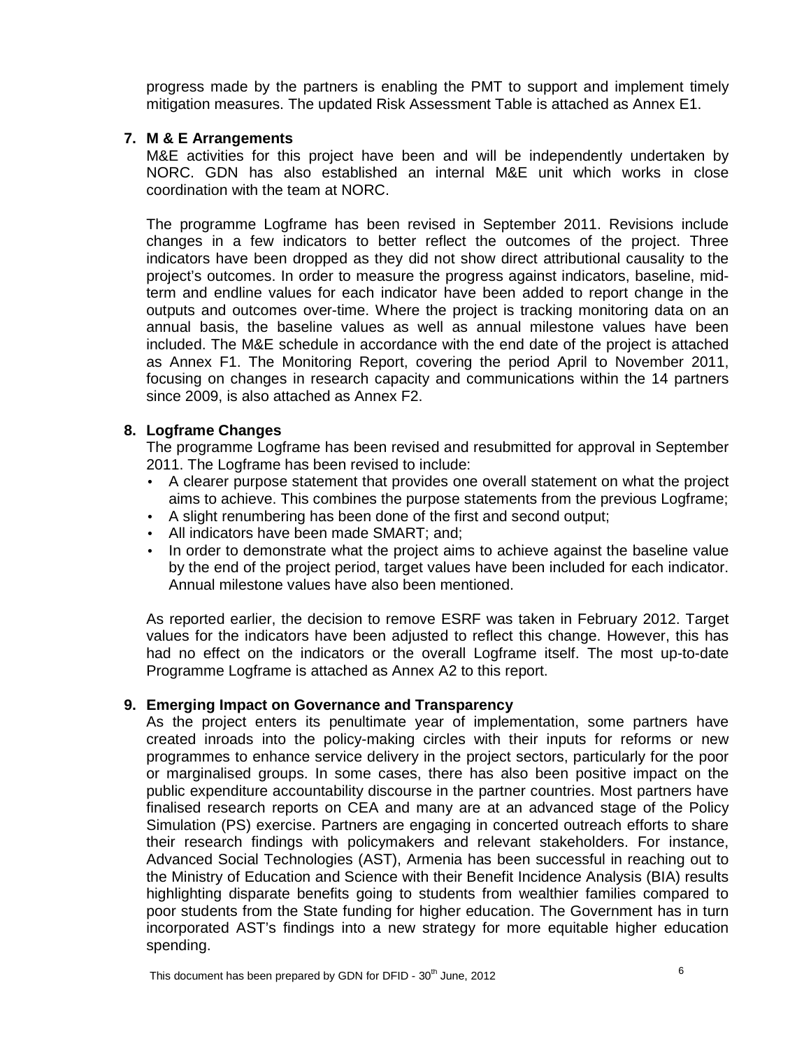progress made by the partners is enabling the PMT to support and implement timely mitigation measures. The updated Risk Assessment Table is attached as Annex E1.

## 7. M & E Arrangements

M&E activities for this project have been and will be independently undertaken by NORC. GDN has also established an internal M&E unit which works in close coordination with the team at NORC.

The programme Logframe has been revised in September 2011. Revisions include changes in a few indicators to better reflect the outcomes of the project. Three indicators have been dropped as they did not show direct attributional causality to the project's outcomes. In order to measure the progress against indicators, baseline, mid-term and endline values for each indicator have been added to report change in the outputs and outcomes over-time. Where the project is tracking monitoring data on an annual basis, the baseline values as well as annual milestone values have been included. The M&E schedule in accordance with the end date of the project is attached as Annex F1. The Monitoring Report, covering the period April to November 2011, focusing on changes in research capacity and communications within the 14 partners since 2009, is also attached as Annex F2.

## 8. Logframe Changes

The programme Logframe has been revised and resubmitted for approval in September 2011. The Logframe has been revised to include:

- A clearer purpose statement that provides one overall statement on what the project aims to achieve. This combines the purpose statements from the previous Logframe;
- A slight renumbering has been done of the first and second output;
- All indicators have been made SMART; and;
- In order to demonstrate what the project aims to achieve against the baseline value by the end of the project period, target values have been included for each indicator. Annual milestone values have also been mentioned.

As reported earlier, the decision to remove ESRF was taken in February 2012. Target values for the indicators have been adjusted to reflect this change. However, this has had no effect on the indicators or the overall Logframe itself. The most up-to-date Programme Logframe is attached as Annex A2 to this report.

## 9. Emerging Impact on Governance and Transparency

As the project enters its penultimate year of implementation, some partners have created inroads into the policy-making circles with their inputs for reforms or new programmes to enhance service delivery in the project sectors, particularly for the poor or marginalised groups. In some cases, there has also been positive impact on the public expenditure accountability discourse in the partner countries. Most partners have finalised research reports on CEA and many are at an advanced stage of the Policy Simulation (PS) exercise. Partners are engaging in concerted outreach efforts to share their research findings with policymakers and relevant stakeholders. For instance, Advanced Social Technologies (AST), Armenia has been successful in reaching out to the Ministry of Education and Science with their Benefit Incidence Analysis (BIA) results highlighting disparate benefits going to students from wealthier families compared to poor students from the State funding for higher education. The Government has in turn incorporated AST's findings into a new strategy for more equitable higher education spending.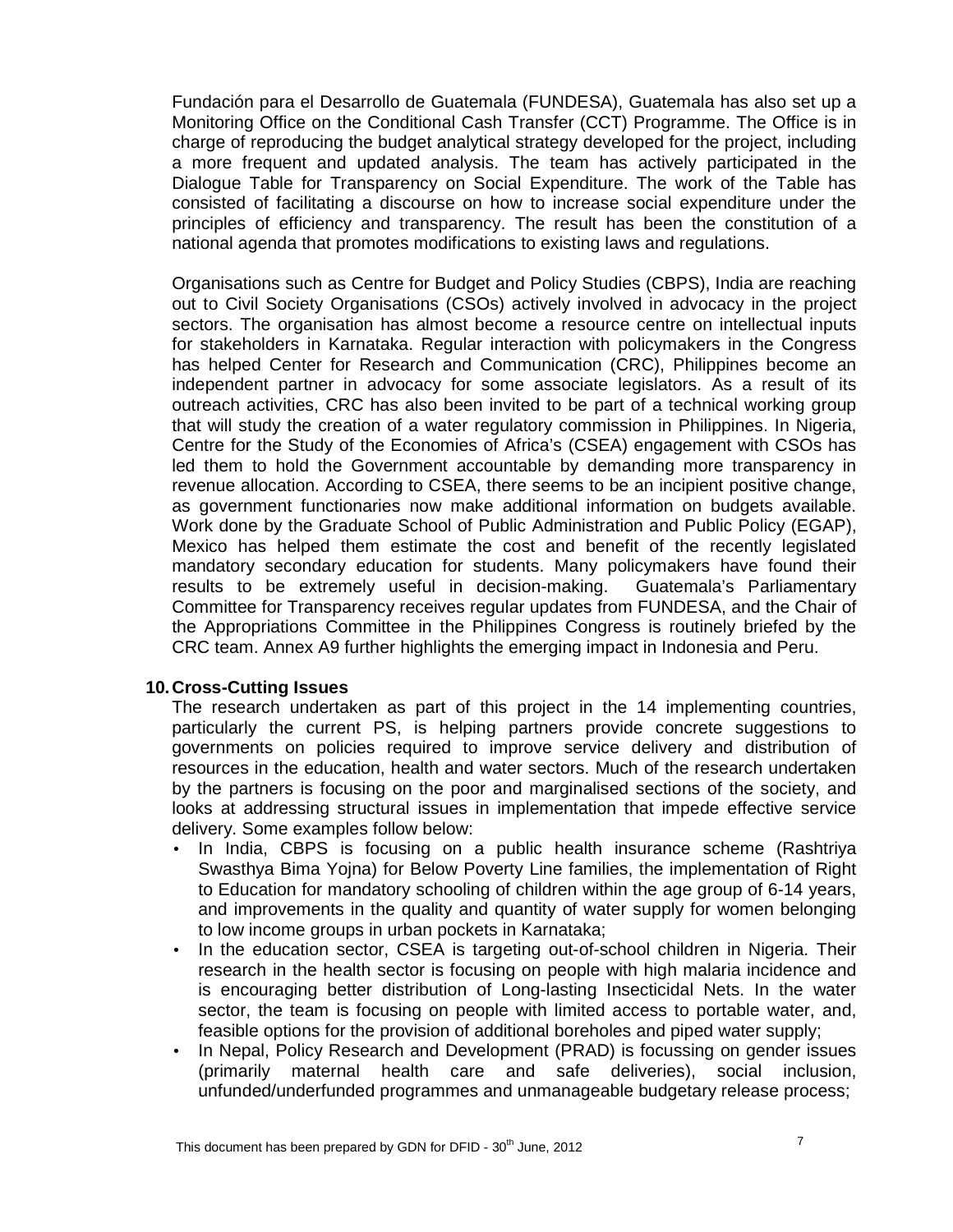Fundación para el Desarrollo de Guatemala (FUNDESA), Guatemala has also set up a Monitoring Office on the Conditional Cash Transfer (CCT) Programme. The Office is in charge of reproducing the budget analytical strategy developed for the project, including a more frequent and updated analysis. The team has actively participated in the Dialogue Table for Transparency on Social Expenditure. The work of the Table has consisted of facilitating a discourse on how to increase social expenditure under the principles of efficiency and transparency. The result has been the constitution of a national agenda that promotes modifications to existing laws and regulations.

Organisations such as Centre for Budget and Policy Studies (CBPS), India are reaching out to Civil Society Organisations (CSOs) actively involved in advocacy in the project sectors. The organisation has almost become a resource centre on intellectual inputs for stakeholders in Karnataka. Regular interaction with policymakers in the Congress has helped Center for Research and Communication (CRC), Philippines become an independent partner in advocacy for some associate legislators. As a result of its outreach activities, CRC has also been invited to be part of a technical working group that will study the creation of a water regulatory commission in Philippines. In Nigeria, Centre for the Study of the Economies of Africa's (CSEA) engagement with CSOs has led them to hold the Government accountable by demanding more transparency in revenue allocation. According to CSEA, there seems to be an incipient positive change, as government functionaries now make additional information on budgets available. Work done by the Graduate School of Public Administration and Public Policy (EGAP), Mexico has helped them estimate the cost and benefit of the recently legislated mandatory secondary education for students. Many policymakers have found their results to be extremely useful in decision-making. Guatemala's Parliamentary Committee for Transparency receives regular updates from FUNDESA, and the Chair of the Appropriations Committee in the Philippines Congress is routinely briefed by the CRC team. Annex A9 further highlights the emerging impact in Indonesia and Peru.

## 10. Cross-Cutting Issues

The research undertaken as part of this project in the 14 implementing countries, particularly the current PS, is helping partners provide concrete suggestions to governments on policies required to improve service delivery and distribution of resources in the education, health and water sectors. Much of the research undertaken by the partners is focusing on the poor and marginalised sections of the society, and looks at addressing structural issues in implementation that impede effective service delivery. Some examples follow below:

- In India, CBPS is focusing on a public health insurance scheme (Rashtriya Swasthya Bima Yojna) for Below Poverty Line families, the implementation of Right to Education for mandatory schooling of children within the age group of 6-14 years, and improvements in the quality and quantity of water supply for women belonging to low income groups in urban pockets in Karnataka;
- In the education sector, CSEA is targeting out-of-school children in Nigeria. Their research in the health sector is focusing on people with high malaria incidence and is encouraging better distribution of Long-lasting Insecticidal Nets. In the water sector, the team is focusing on people with limited access to portable water, and, feasible options for the provision of additional boreholes and piped water supply;
- In Nepal, Policy Research and Development (PRAD) is focussing on gender issues (primarily maternal health care and safe deliveries), social inclusion, unfunded/underfunded programmes and unmanageable budgetary release process;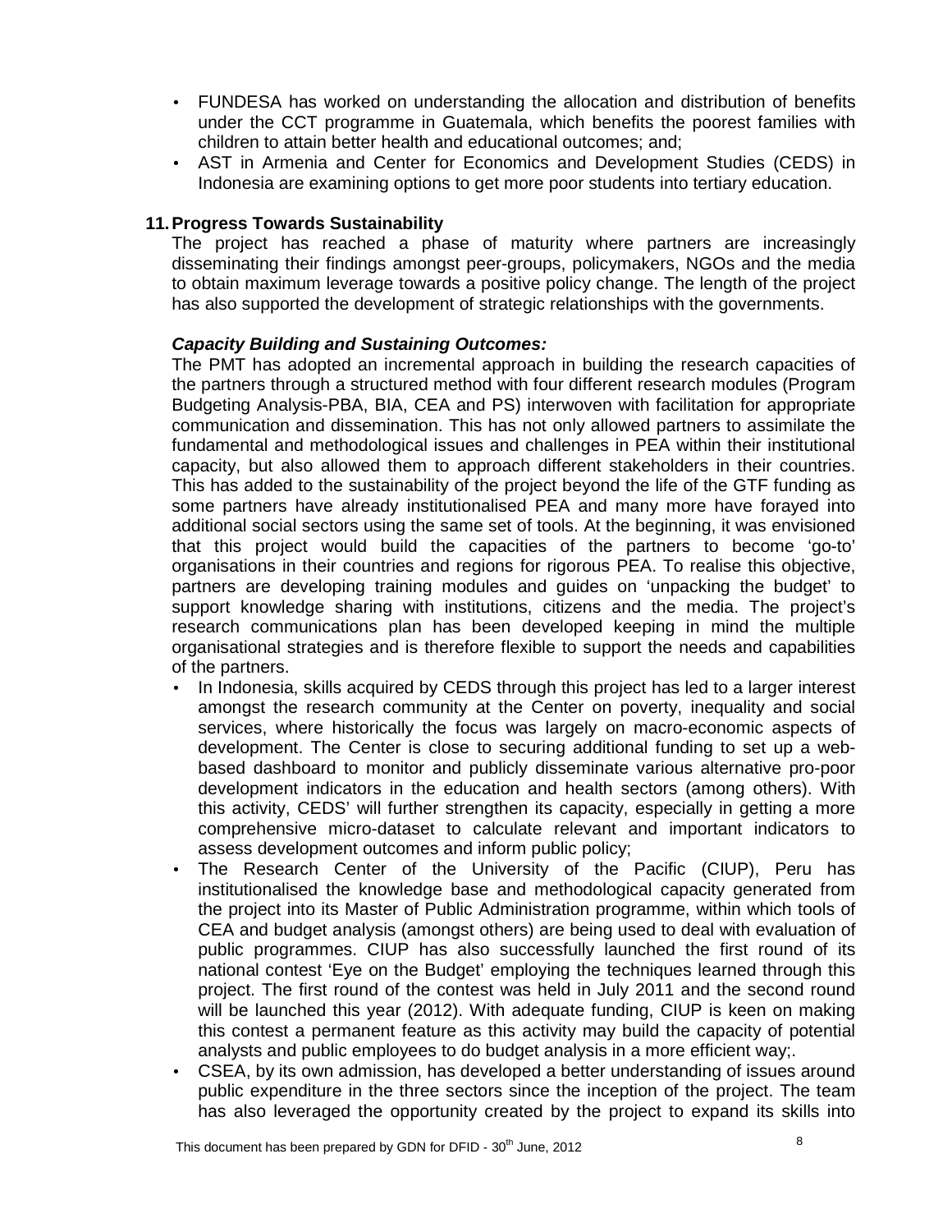- FUNDESA has worked on understanding the allocation and distribution of benefits under the CCT programme in Guatemala, which benefits the poorest families with children to attain better health and educational outcomes; and;
- AST in Armenia and Center for Economics and Development Studies (CEDS) in Indonesia are examining options to get more poor students into tertiary education.

## 11. Progress Towards Sustainability

The project has reached a phase of maturity where partners are increasingly disseminating their findings amongst peer-groups, policymakers, NGOs and the media to obtain maximum leverage towards a positive policy change. The length of the project has also supported the development of strategic relationships with the governments.

### *Capacity Building and Sustaining Outcomes:*

The PMT has adopted an incremental approach in building the research capacities of the partners through a structured method with four different research modules (Program Budgeting Analysis-PBA, BIA, CEA and PS) interwoven with facilitation for appropriate communication and dissemination. This has not only allowed partners to assimilate the fundamental and methodological issues and challenges in PEA within their institutional capacity, but also allowed them to approach different stakeholders in their countries. This has added to the sustainability of the project beyond the life of the GTF funding as some partners have already institutionalised PEA and many more have forayed into additional social sectors using the same set of tools. At the beginning, it was envisioned that this project would build the capacities of the partners to become 'go-to' organisations in their countries and regions for rigorous PEA. To realise this objective, partners are developing training modules and guides on 'unpacking the budget' to support knowledge sharing with institutions, citizens and the media. The project's research communications plan has been developed keeping in mind the multiple organisational strategies and is therefore flexible to support the needs and capabilities of the partners.

- In Indonesia, skills acquired by CEDS through this project has led to a larger interest amongst the research community at the Center on poverty, inequality and social services, where historically the focus was largely on macro-economic aspects of development. The Center is close to securing additional funding to set up a web-based dashboard to monitor and publicly disseminate various alternative pro-poor development indicators in the education and health sectors (among others). With this activity, CEDS' will further strengthen its capacity, especially in getting a more comprehensive micro-dataset to calculate relevant and important indicators to assess development outcomes and inform public policy;
- The Research Center of the University of the Pacific (CIUP), Peru has institutionalised the knowledge base and methodological capacity generated from the project into its Master of Public Administration programme, within which tools of CEA and budget analysis (amongst others) are being used to deal with evaluation of public programmes. CIUP has also successfully launched the first round of its national contest 'Eye on the Budget' employing the techniques learned through this project. The first round of the contest was held in July 2011 and the second round will be launched this year (2012). With adequate funding, CIUP is keen on making this contest a permanent feature as this activity may build the capacity of potential analysts and public employees to do budget analysis in a more efficient way;.
- CSEA, by its own admission, has developed a better understanding of issues around public expenditure in the three sectors since the inception of the project. The team has also leveraged the opportunity created by the project to expand its skills into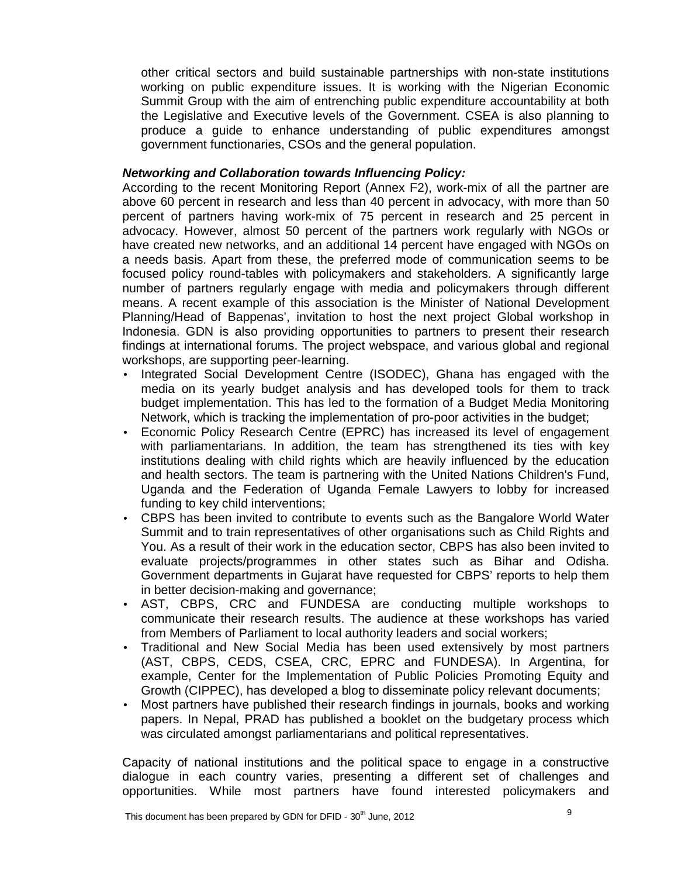other critical sectors and build sustainable partnerships with non-state institutions working on public expenditure issues. It is working with the Nigerian Economic Summit Group with the aim of entrenching public expenditure accountability at both the Legislative and Executive levels of the Government. CSEA is also planning to produce a guide to enhance understanding of public expenditures amongst government functionaries, CSOs and the general population.

***Networking and Collaboration towards Influencing Policy:***

According to the recent Monitoring Report (Annex F2), work-mix of all the partner are above 60 percent in research and less than 40 percent in advocacy, with more than 50 percent of partners having work-mix of 75 percent in research and 25 percent in advocacy. However, almost 50 percent of the partners work regularly with NGOs or have created new networks, and an additional 14 percent have engaged with NGOs on a needs basis. Apart from these, the preferred mode of communication seems to be focused policy round-tables with policymakers and stakeholders. A significantly large number of partners regularly engage with media and policymakers through different means. A recent example of this association is the Minister of National Development Planning/Head of Bappenas', invitation to host the next project Global workshop in Indonesia. GDN is also providing opportunities to partners to present their research findings at international forums. The project webspace, and various global and regional workshops, are supporting peer-learning.

- Integrated Social Development Centre (ISODEC), Ghana has engaged with the media on its yearly budget analysis and has developed tools for them to track budget implementation. This has led to the formation of a Budget Media Monitoring Network, which is tracking the implementation of pro-poor activities in the budget;
- Economic Policy Research Centre (EPRC) has increased its level of engagement with parliamentarians. In addition, the team has strengthened its ties with key institutions dealing with child rights which are heavily influenced by the education and health sectors. The team is partnering with the United Nations Children's Fund, Uganda and the Federation of Uganda Female Lawyers to lobby for increased funding to key child interventions;
- CBPS has been invited to contribute to events such as the Bangalore World Water Summit and to train representatives of other organisations such as Child Rights and You. As a result of their work in the education sector, CBPS has also been invited to evaluate projects/programmes in other states such as Bihar and Odisha. Government departments in Gujarat have requested for CBPS' reports to help them in better decision-making and governance;
- AST, CBPS, CRC and FUNDESA are conducting multiple workshops to communicate their research results. The audience at these workshops has varied from Members of Parliament to local authority leaders and social workers;
- Traditional and New Social Media has been used extensively by most partners (AST, CBPS, CEDS, CSEA, CRC, EPRC and FUNDESA). In Argentina, for example, Center for the Implementation of Public Policies Promoting Equity and Growth (CIPPEC), has developed a blog to disseminate policy relevant documents;
- Most partners have published their research findings in journals, books and working papers. In Nepal, PRAD has published a booklet on the budgetary process which was circulated amongst parliamentarians and political representatives.

Capacity of national institutions and the political space to engage in a constructive dialogue in each country varies, presenting a different set of challenges and opportunities. While most partners have found interested policymakers and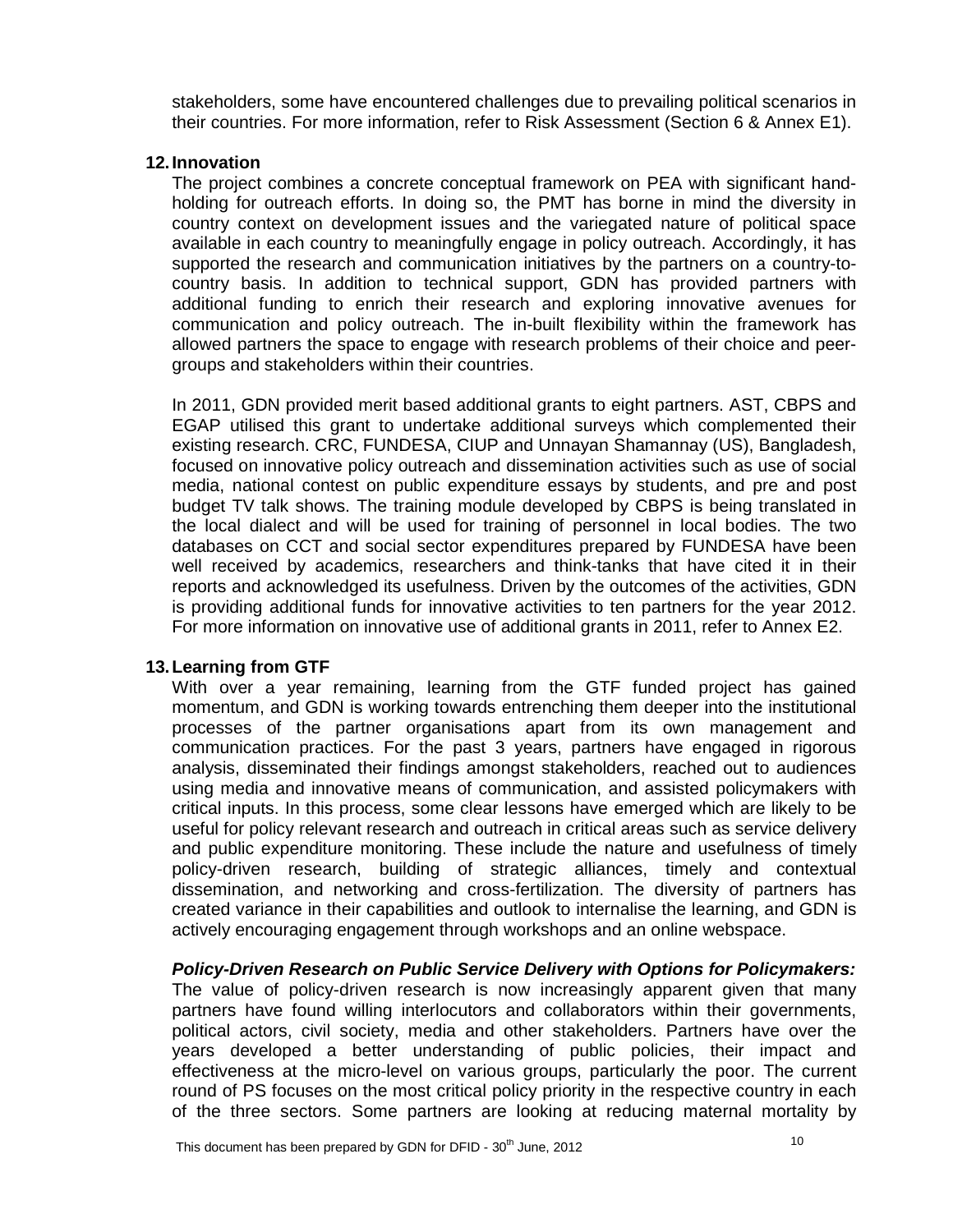stakeholders, some have encountered challenges due to prevailing political scenarios in their countries. For more information, refer to Risk Assessment (Section 6 & Annex E1).

## 12. Innovation

The project combines a concrete conceptual framework on PEA with significant hand-holding for outreach efforts. In doing so, the PMT has borne in mind the diversity in country context on development issues and the variegated nature of political space available in each country to meaningfully engage in policy outreach. Accordingly, it has supported the research and communication initiatives by the partners on a country-to-country basis. In addition to technical support, GDN has provided partners with additional funding to enrich their research and exploring innovative avenues for communication and policy outreach. The in-built flexibility within the framework has allowed partners the space to engage with research problems of their choice and peer-groups and stakeholders within their countries.

In 2011, GDN provided merit based additional grants to eight partners. AST, CBPS and EGAP utilised this grant to undertake additional surveys which complemented their existing research. CRC, FUNDESA, CIUP and Unnayan Shamannay (US), Bangladesh, focused on innovative policy outreach and dissemination activities such as use of social media, national contest on public expenditure essays by students, and pre and post budget TV talk shows. The training module developed by CBPS is being translated in the local dialect and will be used for training of personnel in local bodies. The two databases on CCT and social sector expenditures prepared by FUNDESA have been well received by academics, researchers and think-tanks that have cited it in their reports and acknowledged its usefulness. Driven by the outcomes of the activities, GDN is providing additional funds for innovative activities to ten partners for the year 2012. For more information on innovative use of additional grants in 2011, refer to Annex E2.

## 13. Learning from GTF

With over a year remaining, learning from the GTF funded project has gained momentum, and GDN is working towards entrenching them deeper into the institutional processes of the partner organisations apart from its own management and communication practices. For the past 3 years, partners have engaged in rigorous analysis, disseminated their findings amongst stakeholders, reached out to audiences using media and innovative means of communication, and assisted policymakers with critical inputs. In this process, some clear lessons have emerged which are likely to be useful for policy relevant research and outreach in critical areas such as service delivery and public expenditure monitoring. These include the nature and usefulness of timely policy-driven research, building of strategic alliances, timely and contextual dissemination, and networking and cross-fertilization. The diversity of partners has created variance in their capabilities and outlook to internalise the learning, and GDN is actively encouraging engagement through workshops and an online webspace.

***Policy-Driven Research on Public Service Delivery with Options for Policymakers:*** The value of policy-driven research is now increasingly apparent given that many partners have found willing interlocutors and collaborators within their governments, political actors, civil society, media and other stakeholders. Partners have over the years developed a better understanding of public policies, their impact and effectiveness at the micro-level on various groups, particularly the poor. The current round of PS focuses on the most critical policy priority in the respective country in each of the three sectors. Some partners are looking at reducing maternal mortality by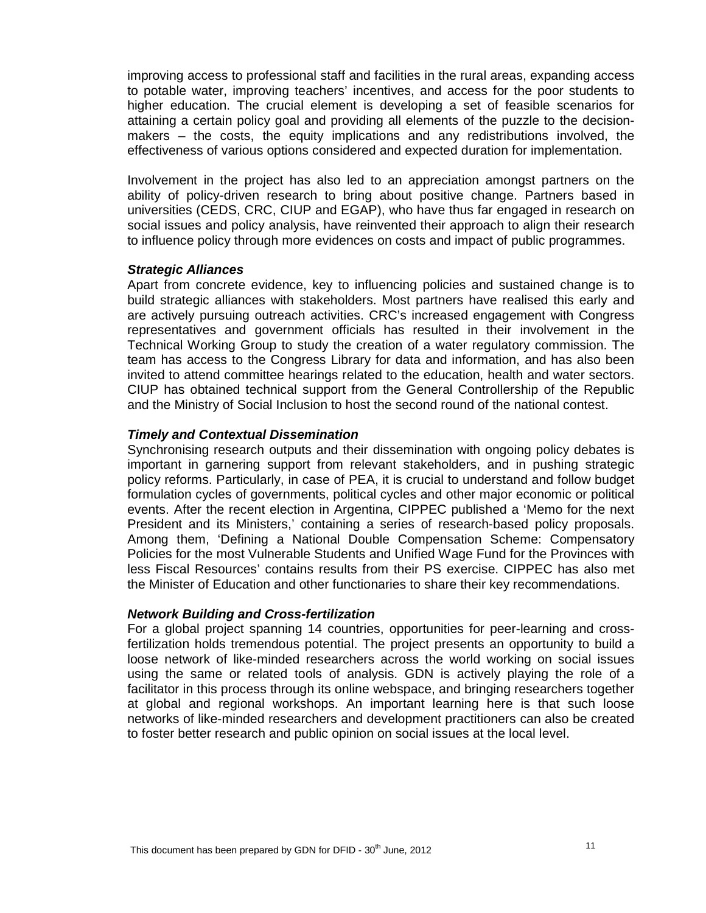improving access to professional staff and facilities in the rural areas, expanding access to potable water, improving teachers' incentives, and access for the poor students to higher education. The crucial element is developing a set of feasible scenarios for attaining a certain policy goal and providing all elements of the puzzle to the decision-makers – the costs, the equity implications and any redistributions involved, the effectiveness of various options considered and expected duration for implementation.

Involvement in the project has also led to an appreciation amongst partners on the ability of policy-driven research to bring about positive change. Partners based in universities (CEDS, CRC, CIUP and EGAP), who have thus far engaged in research on social issues and policy analysis, have reinvented their approach to align their research to influence policy through more evidences on costs and impact of public programmes.

***Strategic Alliances***

Apart from concrete evidence, key to influencing policies and sustained change is to build strategic alliances with stakeholders. Most partners have realised this early and are actively pursuing outreach activities. CRC's increased engagement with Congress representatives and government officials has resulted in their involvement in the Technical Working Group to study the creation of a water regulatory commission. The team has access to the Congress Library for data and information, and has also been invited to attend committee hearings related to the education, health and water sectors. CIUP has obtained technical support from the General Controllership of the Republic and the Ministry of Social Inclusion to host the second round of the national contest.

***Timely and Contextual Dissemination***

Synchronising research outputs and their dissemination with ongoing policy debates is important in garnering support from relevant stakeholders, and in pushing strategic policy reforms. Particularly, in case of PEA, it is crucial to understand and follow budget formulation cycles of governments, political cycles and other major economic or political events. After the recent election in Argentina, CIPPEC published a 'Memo for the next President and its Ministers,' containing a series of research-based policy proposals. Among them, 'Defining a National Double Compensation Scheme: Compensatory Policies for the most Vulnerable Students and Unified Wage Fund for the Provinces with less Fiscal Resources' contains results from their PS exercise. CIPPEC has also met the Minister of Education and other functionaries to share their key recommendations.

***Network Building and Cross-fertilization***

For a global project spanning 14 countries, opportunities for peer-learning and cross-fertilization holds tremendous potential. The project presents an opportunity to build a loose network of like-minded researchers across the world working on social issues using the same or related tools of analysis. GDN is actively playing the role of a facilitator in this process through its online webspace, and bringing researchers together at global and regional workshops. An important learning here is that such loose networks of like-minded researchers and development practitioners can also be created to foster better research and public opinion on social issues at the local level.